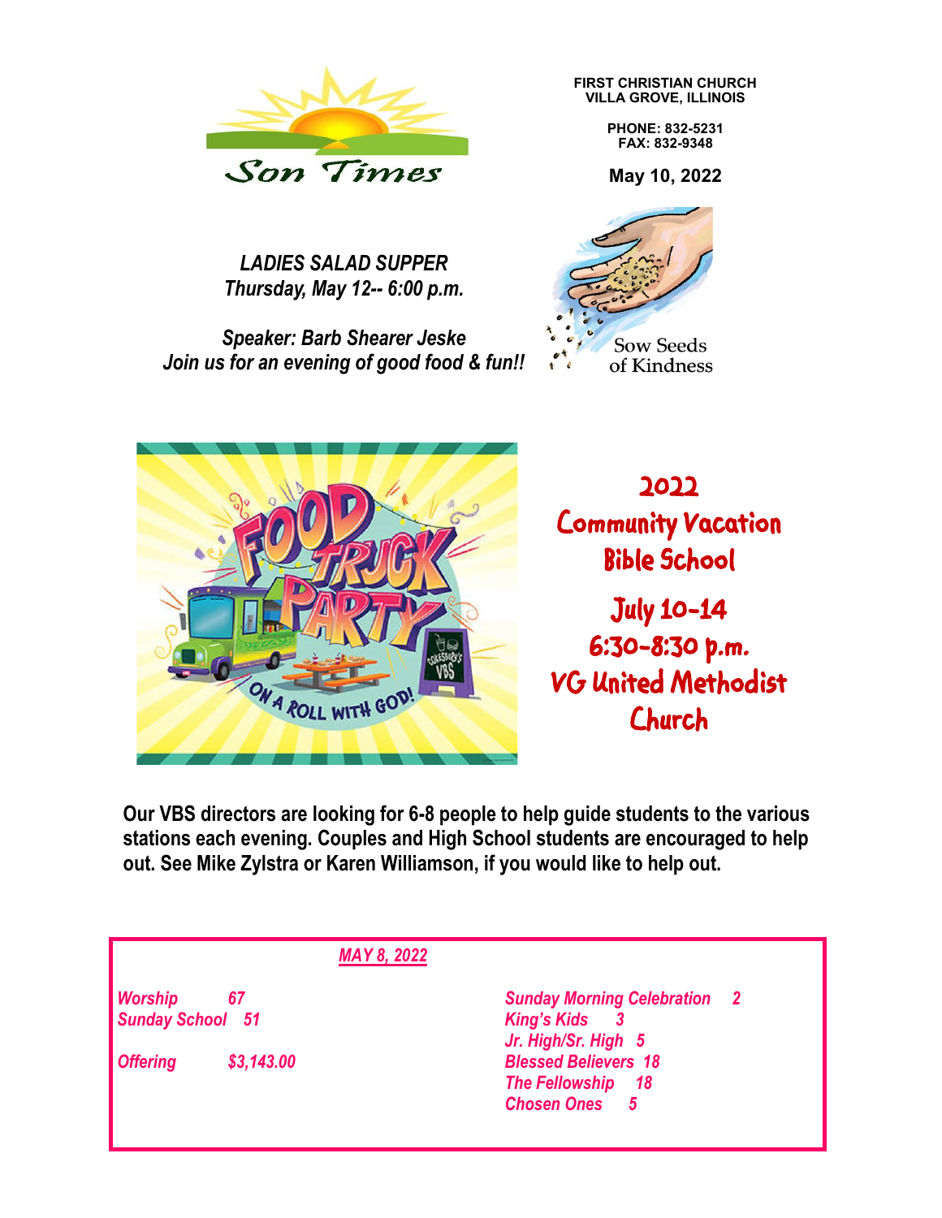# Son Times

**FIRST CHRISTIAN CHURCH**
**VILLA GROVE, ILLINOIS**

**PHONE: 832-5231**
**FAX: 832-9348**

**May 10, 2022**

***LADIES SALAD SUPPER***
***Thursday, May 12-- 6:00 p.m.***

***Speaker: Barb Shearer Jeske***
***Join us for an evening of good food & fun!!***

Sow Seeds of Kindness

FOOD TRUCK PARTY
ON A ROLL WITH GOD!

## 2022 Community Vacation Bible School

**July 10-14**
**6:30-8:30 p.m.**
**VG United Methodist Church**

**Our VBS directors are looking for 6-8 people to help guide students to the various stations each evening. Couples and High School students are encouraged to help out. See Mike Zylstra or Karen Williamson, if you would like to help out.**

***MAY 8, 2022***

| | | | |
|---|---|---|---|
| *Worship* | *67* | *Sunday Morning Celebration* | *2* |
| *Sunday School* | *51* | *King's Kids* | *3* |
| | | *Jr. High/Sr. High* | *5* |
| *Offering* | *$3,143.00* | *Blessed Believers* | *18* |
| | | *The Fellowship* | *18* |
| | | *Chosen Ones* | *5* |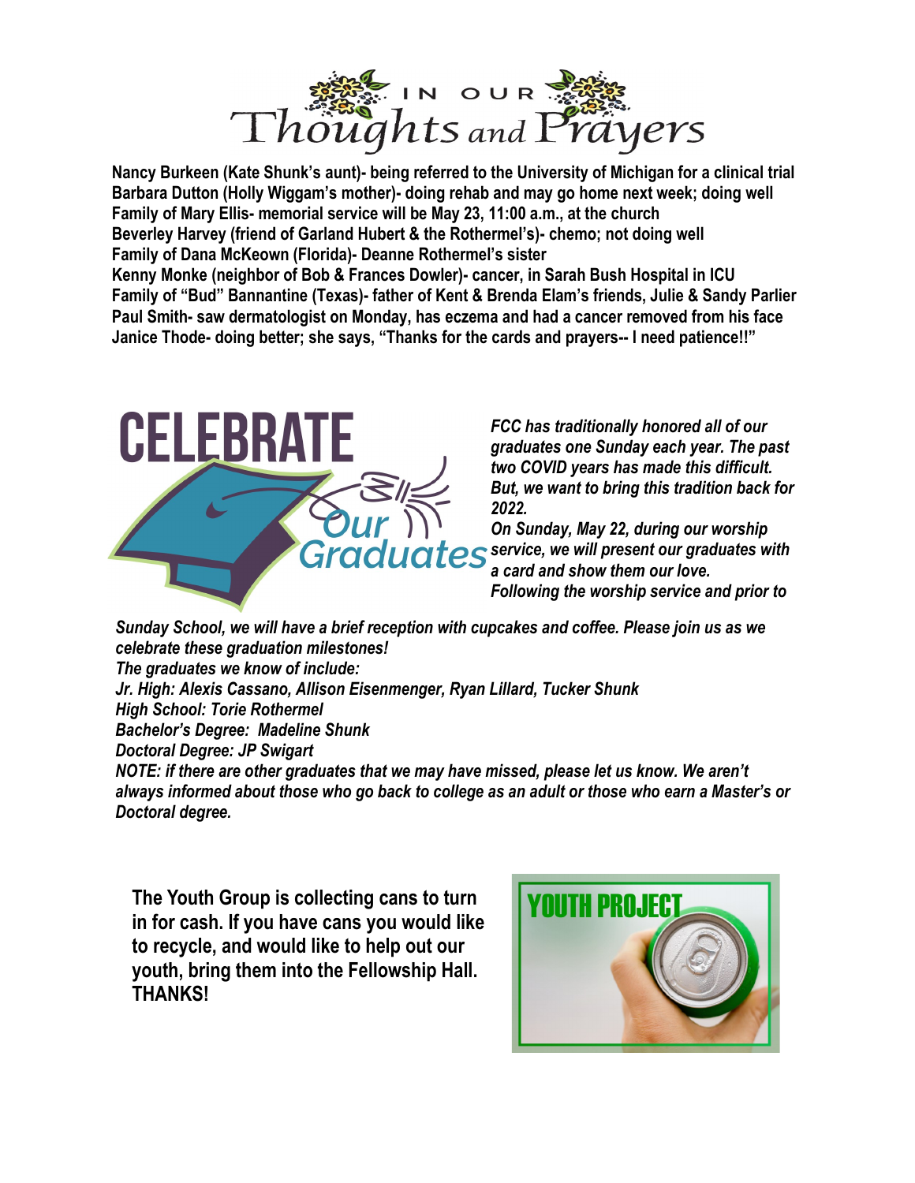# In Our Thoughts and Prayers

**Nancy Burkeen (Kate Shunk's aunt)- being referred to the University of Michigan for a clinical trial**
**Barbara Dutton (Holly Wiggam's mother)- doing rehab and may go home next week; doing well**
**Family of Mary Ellis- memorial service will be May 23, 11:00 a.m., at the church**
**Beverley Harvey (friend of Garland Hubert & the Rothermel's)- chemo; not doing well**
**Family of Dana McKeown (Florida)- Deanne Rothermel's sister**
**Kenny Monke (neighbor of Bob & Frances Dowler)- cancer, in Sarah Bush Hospital in ICU**
**Family of "Bud" Bannantine (Texas)- father of Kent & Brenda Elam's friends, Julie & Sandy Parlier**
**Paul Smith- saw dermatologist on Monday, has eczema and had a cancer removed from his face**
**Janice Thode- doing better; she says, "Thanks for the cards and prayers-- I need patience!!"**

# Celebrate Our Graduates

***FCC has traditionally honored all of our graduates one Sunday each year. The past two COVID years has made this difficult. But, we want to bring this tradition back for 2022.***

***On Sunday, May 22, during our worship service, we will present our graduates with a card and show them our love.***

***Following the worship service and prior to Sunday School, we will have a brief reception with cupcakes and coffee. Please join us as we celebrate these graduation milestones!***

***The graduates we know of include:***
***Jr. High: Alexis Cassano, Allison Eisenmenger, Ryan Lillard, Tucker Shunk***
***High School: Torie Rothermel***
***Bachelor's Degree: Madeline Shunk***
***Doctoral Degree: JP Swigart***

***NOTE: if there are other graduates that we may have missed, please let us know. We aren't always informed about those who go back to college as an adult or those who earn a Master's or Doctoral degree.***

## Youth Project

**The Youth Group is collecting cans to turn in for cash. If you have cans you would like to recycle, and would like to help out our youth, bring them into the Fellowship Hall. THANKS!**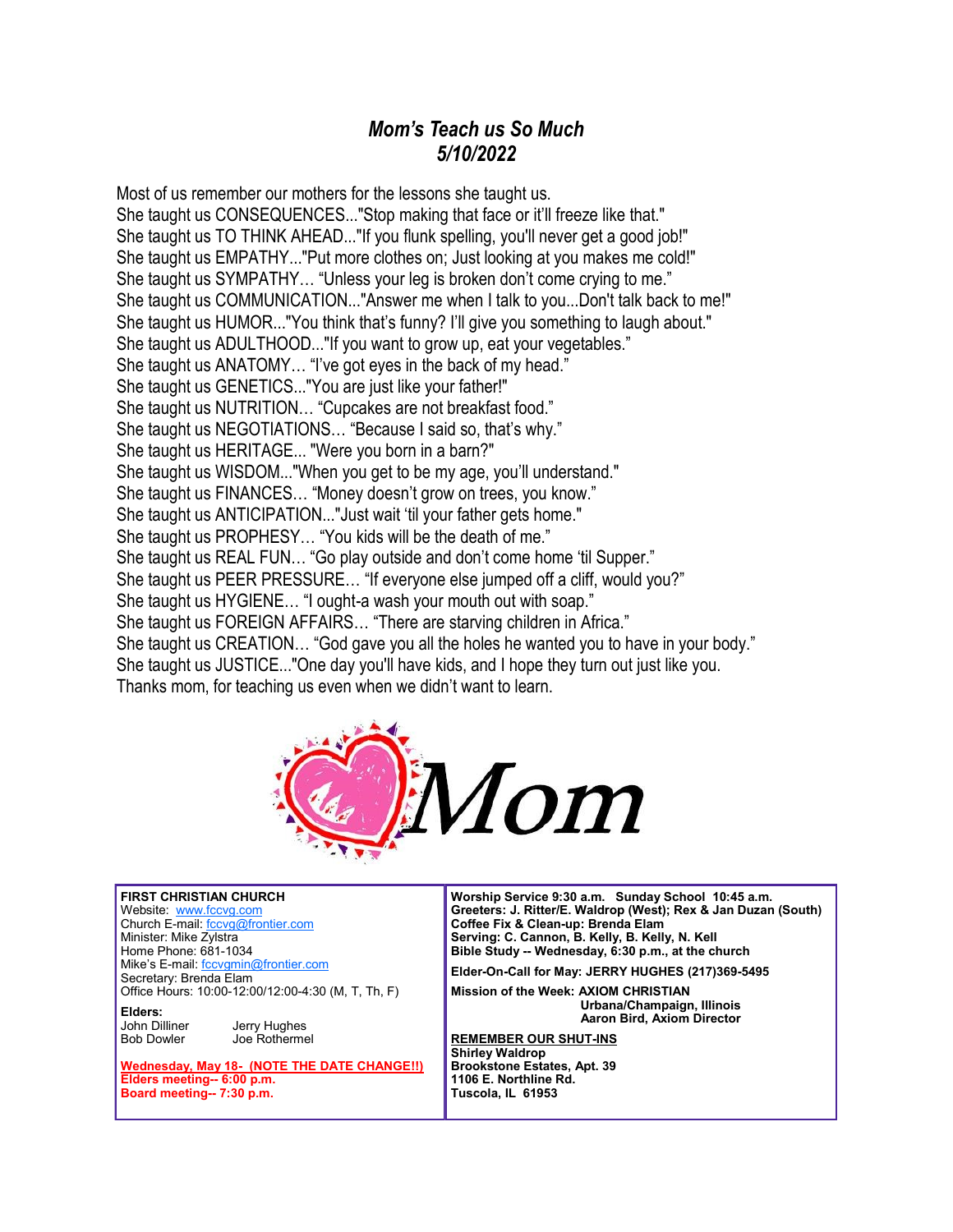## *Mom's Teach us So Much*
## *5/10/2022*

Most of us remember our mothers for the lessons she taught us.
She taught us CONSEQUENCES..."Stop making that face or it'll freeze like that."
She taught us TO THINK AHEAD..."If you flunk spelling, you'll never get a good job!"
She taught us EMPATHY..."Put more clothes on; Just looking at you makes me cold!"
She taught us SYMPATHY… "Unless your leg is broken don't come crying to me."
She taught us COMMUNICATION..."Answer me when I talk to you...Don't talk back to me!"
She taught us HUMOR..."You think that's funny? I'll give you something to laugh about."
She taught us ADULTHOOD..."If you want to grow up, eat your vegetables."
She taught us ANATOMY… "I've got eyes in the back of my head."
She taught us GENETICS..."You are just like your father!"
She taught us NUTRITION… "Cupcakes are not breakfast food."
She taught us NEGOTIATIONS… "Because I said so, that's why."
She taught us HERITAGE... "Were you born in a barn?"
She taught us WISDOM..."When you get to be my age, you'll understand."
She taught us FINANCES… "Money doesn't grow on trees, you know."
She taught us ANTICIPATION..."Just wait 'til your father gets home."
She taught us PROPHESY… "You kids will be the death of me."
She taught us REAL FUN… "Go play outside and don't come home 'til Supper."
She taught us PEER PRESSURE… "If everyone else jumped off a cliff, would you?"
She taught us HYGIENE… "I ought-a wash your mouth out with soap."
She taught us FOREIGN AFFAIRS… "There are starving children in Africa."
She taught us CREATION… "God gave you all the holes he wanted you to have in your body."
She taught us JUSTICE..."One day you'll have kids, and I hope they turn out just like you.
Thanks mom, for teaching us even when we didn't want to learn.

Mom

**FIRST CHRISTIAN CHURCH**
Website: www.fccvg.com
Church E-mail: fccvg@frontier.com
Minister: Mike Zylstra
Home Phone: 681-1034
Mike's E-mail: fccvgmin@frontier.com
Secretary: Brenda Elam
Office Hours: 10:00-12:00/12:00-4:30 (M, T, Th, F)

**Elders:**
John Dilliner — Jerry Hughes
Bob Dowler — Joe Rothermel

**Wednesday, May 18- (NOTE THE DATE CHANGE!!)**
**Elders meeting-- 6:00 p.m.**
**Board meeting-- 7:30 p.m.**

**Worship Service 9:30 a.m. Sunday School 10:45 a.m.**
**Greeters: J. Ritter/E. Waldrop (West); Rex & Jan Duzan (South)**
**Coffee Fix & Clean-up: Brenda Elam**
**Serving: C. Cannon, B. Kelly, B. Kelly, N. Kell**
**Bible Study -- Wednesday, 6:30 p.m., at the church**

**Elder-On-Call for May: JERRY HUGHES (217)369-5495**

**Mission of the Week: AXIOM CHRISTIAN**
**Urbana/Champaign, Illinois**
**Aaron Bird, Axiom Director**

**REMEMBER OUR SHUT-INS**
**Shirley Waldrop**
**Brookstone Estates, Apt. 39**
**1106 E. Northline Rd.**
**Tuscola, IL 61953**